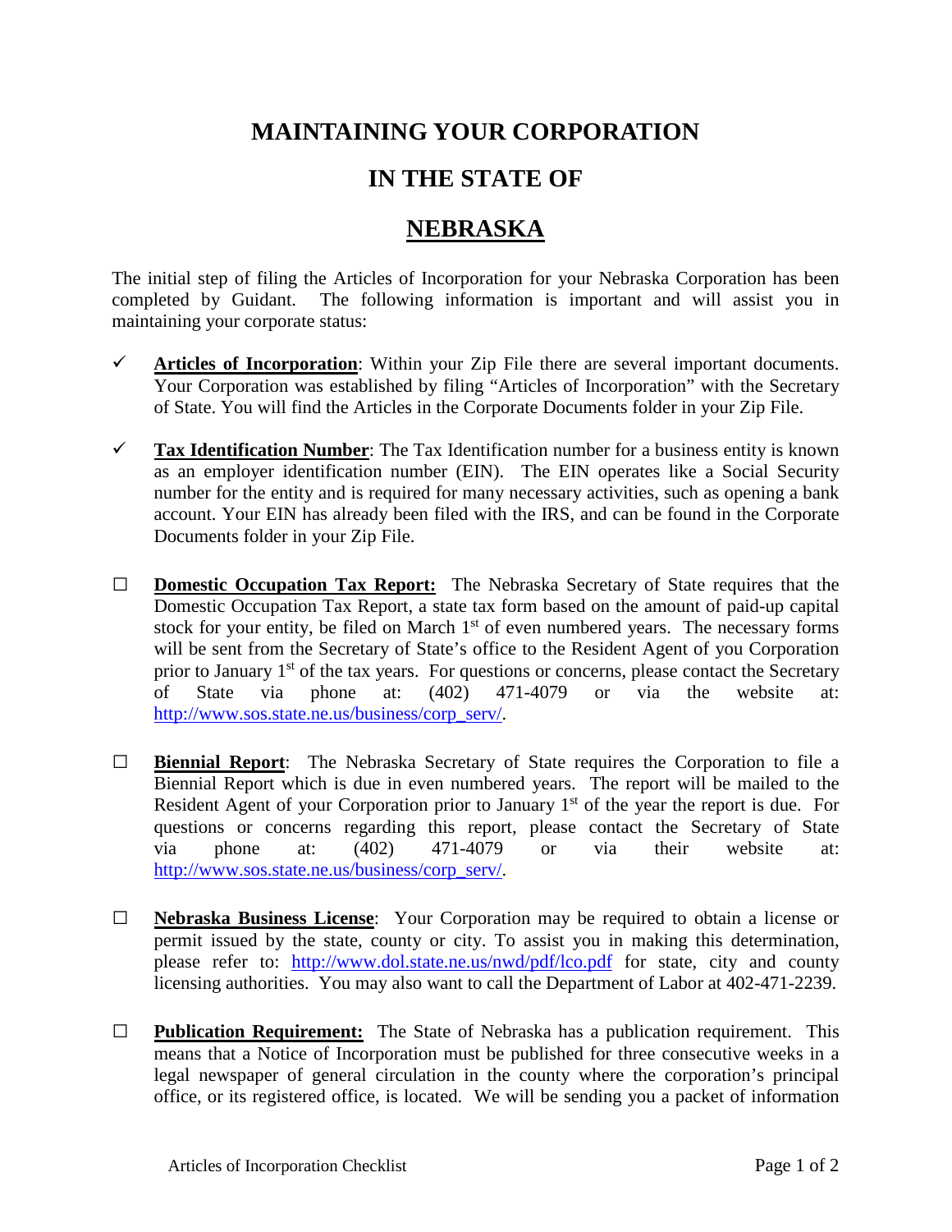# MAINTAINING YOUR CORPORATION

# IN THE STATE OF

# NEBRASKA

The initial step of filing the Articles of Incorporation for your Nebraska Corporation has been completed by Guidant. The following information is important and will assist you in maintaining your corporate status:

- ✓ **Articles of Incorporation**: Within your Zip File there are several important documents. Your Corporation was established by filing "Articles of Incorporation" with the Secretary of State. You will find the Articles in the Corporate Documents folder in your Zip File.

- ✓ **Tax Identification Number**: The Tax Identification number for a business entity is known as an employer identification number (EIN). The EIN operates like a Social Security number for the entity and is required for many necessary activities, such as opening a bank account. Your EIN has already been filed with the IRS, and can be found in the Corporate Documents folder in your Zip File.

- ☐ **Domestic Occupation Tax Report:** The Nebraska Secretary of State requires that the Domestic Occupation Tax Report, a state tax form based on the amount of paid-up capital stock for your entity, be filed on March 1st of even numbered years. The necessary forms will be sent from the Secretary of State's office to the Resident Agent of you Corporation prior to January 1st of the tax years. For questions or concerns, please contact the Secretary of State via phone at: (402) 471-4079 or via the website at: http://www.sos.state.ne.us/business/corp_serv/.

- ☐ **Biennial Report**: The Nebraska Secretary of State requires the Corporation to file a Biennial Report which is due in even numbered years. The report will be mailed to the Resident Agent of your Corporation prior to January 1st of the year the report is due. For questions or concerns regarding this report, please contact the Secretary of State via phone at: (402) 471-4079 or via their website at: http://www.sos.state.ne.us/business/corp_serv/.

- ☐ **Nebraska Business License**: Your Corporation may be required to obtain a license or permit issued by the state, county or city. To assist you in making this determination, please refer to: http://www.dol.state.ne.us/nwd/pdf/lco.pdf for state, city and county licensing authorities. You may also want to call the Department of Labor at 402-471-2239.

- ☐ **Publication Requirement:** The State of Nebraska has a publication requirement. This means that a Notice of Incorporation must be published for three consecutive weeks in a legal newspaper of general circulation in the county where the corporation's principal office, or its registered office, is located. We will be sending you a packet of information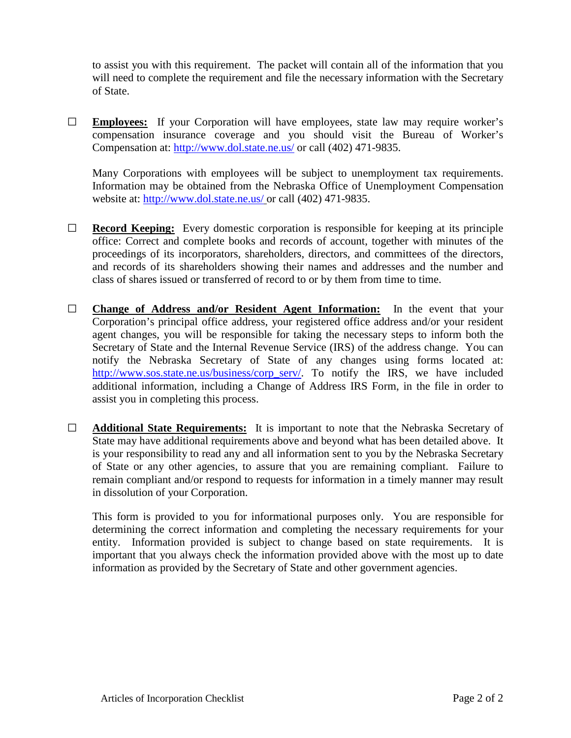to assist you with this requirement. The packet will contain all of the information that you will need to complete the requirement and file the necessary information with the Secretary of State.

☐ **Employees:** If your Corporation will have employees, state law may require worker's compensation insurance coverage and you should visit the Bureau of Worker's Compensation at: http://www.dol.state.ne.us/ or call (402) 471-9835.

Many Corporations with employees will be subject to unemployment tax requirements. Information may be obtained from the Nebraska Office of Unemployment Compensation website at: http://www.dol.state.ne.us/ or call (402) 471-9835.

☐ **Record Keeping:** Every domestic corporation is responsible for keeping at its principle office: Correct and complete books and records of account, together with minutes of the proceedings of its incorporators, shareholders, directors, and committees of the directors, and records of its shareholders showing their names and addresses and the number and class of shares issued or transferred of record to or by them from time to time.

☐ **Change of Address and/or Resident Agent Information:** In the event that your Corporation's principal office address, your registered office address and/or your resident agent changes, you will be responsible for taking the necessary steps to inform both the Secretary of State and the Internal Revenue Service (IRS) of the address change. You can notify the Nebraska Secretary of State of any changes using forms located at: http://www.sos.state.ne.us/business/corp_serv/. To notify the IRS, we have included additional information, including a Change of Address IRS Form, in the file in order to assist you in completing this process.

☐ **Additional State Requirements:** It is important to note that the Nebraska Secretary of State may have additional requirements above and beyond what has been detailed above. It is your responsibility to read any and all information sent to you by the Nebraska Secretary of State or any other agencies, to assure that you are remaining compliant. Failure to remain compliant and/or respond to requests for information in a timely manner may result in dissolution of your Corporation.

This form is provided to you for informational purposes only. You are responsible for determining the correct information and completing the necessary requirements for your entity. Information provided is subject to change based on state requirements. It is important that you always check the information provided above with the most up to date information as provided by the Secretary of State and other government agencies.